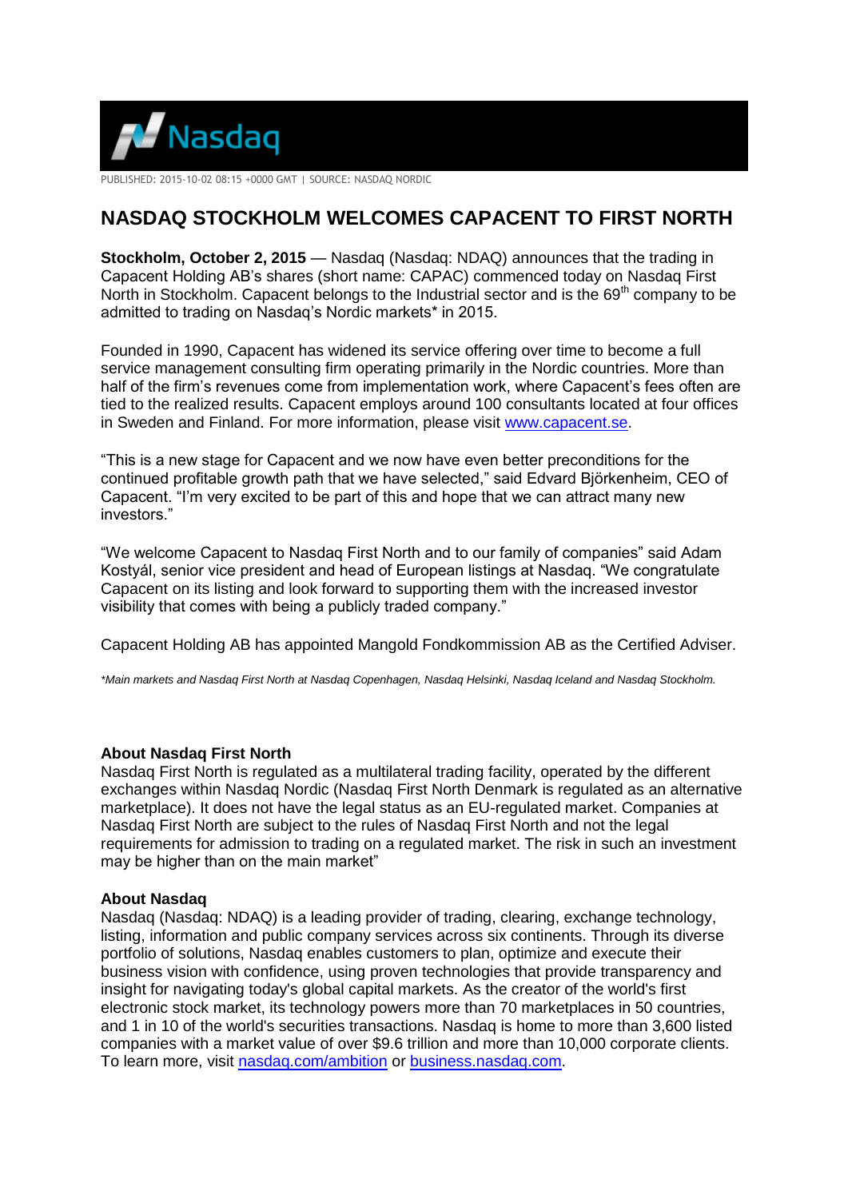PUBLISHED: 2015-10-02 08:15 +0000 GMT | SOURCE: NASDAQ NORDIC

# NASDAQ STOCKHOLM WELCOMES CAPACENT TO FIRST NORTH

**Stockholm, October 2, 2015** — Nasdaq (Nasdaq: NDAQ) announces that the trading in Capacent Holding AB's shares (short name: CAPAC) commenced today on Nasdaq First North in Stockholm. Capacent belongs to the Industrial sector and is the 69th company to be admitted to trading on Nasdaq's Nordic markets* in 2015.

Founded in 1990, Capacent has widened its service offering over time to become a full service management consulting firm operating primarily in the Nordic countries. More than half of the firm's revenues come from implementation work, where Capacent's fees often are tied to the realized results. Capacent employs around 100 consultants located at four offices in Sweden and Finland. For more information, please visit [www.capacent.se](www.capacent.se).

"This is a new stage for Capacent and we now have even better preconditions for the continued profitable growth path that we have selected," said Edvard Björkenheim, CEO of Capacent. "I'm very excited to be part of this and hope that we can attract many new investors."

"We welcome Capacent to Nasdaq First North and to our family of companies" said Adam Kostyál, senior vice president and head of European listings at Nasdaq. "We congratulate Capacent on its listing and look forward to supporting them with the increased investor visibility that comes with being a publicly traded company."

Capacent Holding AB has appointed Mangold Fondkommission AB as the Certified Adviser.

*\*Main markets and Nasdaq First North at Nasdaq Copenhagen, Nasdaq Helsinki, Nasdaq Iceland and Nasdaq Stockholm.*

### About Nasdaq First North

Nasdaq First North is regulated as a multilateral trading facility, operated by the different exchanges within Nasdaq Nordic (Nasdaq First North Denmark is regulated as an alternative marketplace). It does not have the legal status as an EU-regulated market. Companies at Nasdaq First North are subject to the rules of Nasdaq First North and not the legal requirements for admission to trading on a regulated market. The risk in such an investment may be higher than on the main market"

### About Nasdaq

Nasdaq (Nasdaq: NDAQ) is a leading provider of trading, clearing, exchange technology, listing, information and public company services across six continents. Through its diverse portfolio of solutions, Nasdaq enables customers to plan, optimize and execute their business vision with confidence, using proven technologies that provide transparency and insight for navigating today's global capital markets. As the creator of the world's first electronic stock market, its technology powers more than 70 marketplaces in 50 countries, and 1 in 10 of the world's securities transactions. Nasdaq is home to more than 3,600 listed companies with a market value of over $9.6 trillion and more than 10,000 corporate clients. To learn more, visit [nasdaq.com/ambition](nasdaq.com/ambition) or [business.nasdaq.com](business.nasdaq.com).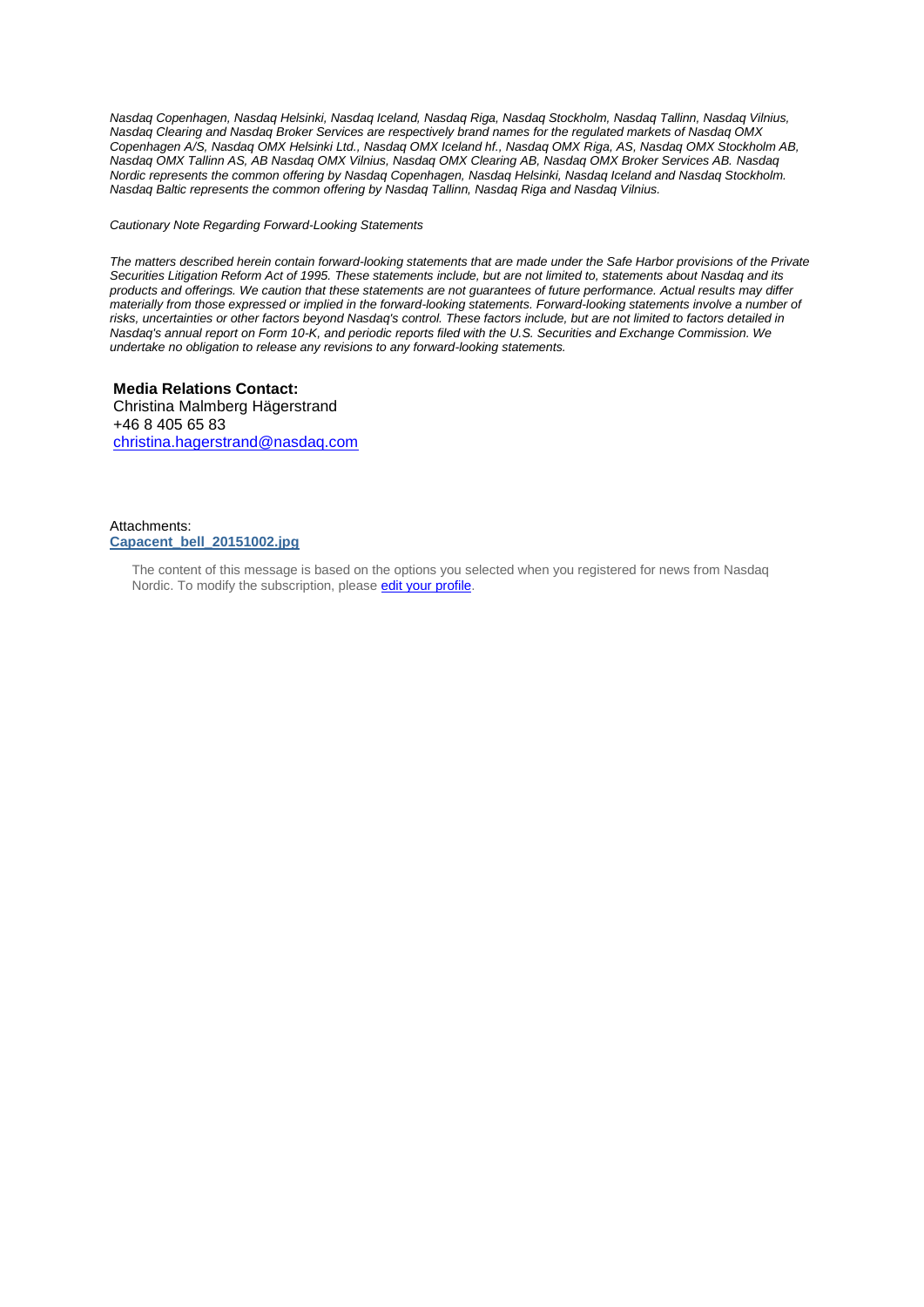*Nasdaq Copenhagen, Nasdaq Helsinki, Nasdaq Iceland, Nasdaq Riga, Nasdaq Stockholm, Nasdaq Tallinn, Nasdaq Vilnius, Nasdaq Clearing and Nasdaq Broker Services are respectively brand names for the regulated markets of Nasdaq OMX Copenhagen A/S, Nasdaq OMX Helsinki Ltd., Nasdaq OMX Iceland hf., Nasdaq OMX Riga, AS, Nasdaq OMX Stockholm AB, Nasdaq OMX Tallinn AS, AB Nasdaq OMX Vilnius, Nasdaq OMX Clearing AB, Nasdaq OMX Broker Services AB. Nasdaq Nordic represents the common offering by Nasdaq Copenhagen, Nasdaq Helsinki, Nasdaq Iceland and Nasdaq Stockholm. Nasdaq Baltic represents the common offering by Nasdaq Tallinn, Nasdaq Riga and Nasdaq Vilnius.*

*Cautionary Note Regarding Forward-Looking Statements*

*The matters described herein contain forward-looking statements that are made under the Safe Harbor provisions of the Private Securities Litigation Reform Act of 1995. These statements include, but are not limited to, statements about Nasdaq and its products and offerings. We caution that these statements are not guarantees of future performance. Actual results may differ materially from those expressed or implied in the forward-looking statements. Forward-looking statements involve a number of risks, uncertainties or other factors beyond Nasdaq's control. These factors include, but are not limited to factors detailed in Nasdaq's annual report on Form 10-K, and periodic reports filed with the U.S. Securities and Exchange Commission. We undertake no obligation to release any revisions to any forward-looking statements.*

**Media Relations Contact:**
Christina Malmberg Hägerstrand
+46 8 405 65 83
christina.hagerstrand@nasdaq.com

Attachments:
**Capacent_bell_20151002.jpg**

The content of this message is based on the options you selected when you registered for news from Nasdaq Nordic. To modify the subscription, please edit your profile.